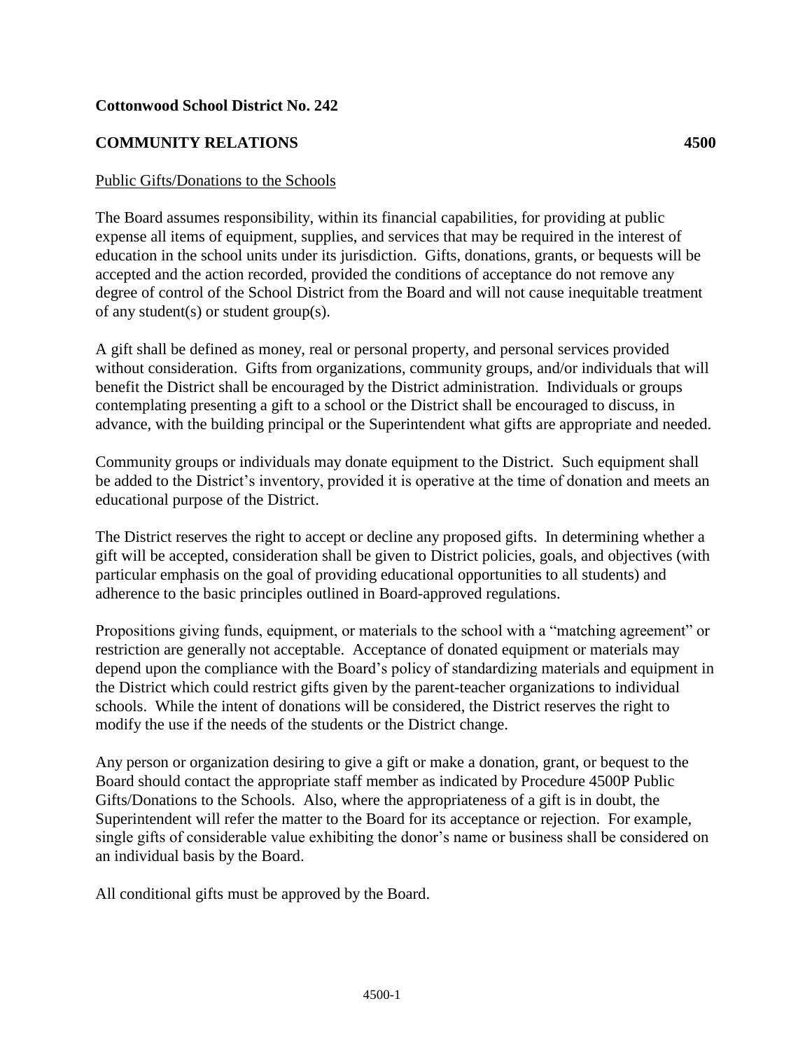**Cottonwood School District No. 242**

**COMMUNITY RELATIONS 4500**

Public Gifts/Donations to the Schools

The Board assumes responsibility, within its financial capabilities, for providing at public expense all items of equipment, supplies, and services that may be required in the interest of education in the school units under its jurisdiction. Gifts, donations, grants, or bequests will be accepted and the action recorded, provided the conditions of acceptance do not remove any degree of control of the School District from the Board and will not cause inequitable treatment of any student(s) or student group(s).

A gift shall be defined as money, real or personal property, and personal services provided without consideration. Gifts from organizations, community groups, and/or individuals that will benefit the District shall be encouraged by the District administration. Individuals or groups contemplating presenting a gift to a school or the District shall be encouraged to discuss, in advance, with the building principal or the Superintendent what gifts are appropriate and needed.

Community groups or individuals may donate equipment to the District. Such equipment shall be added to the District's inventory, provided it is operative at the time of donation and meets an educational purpose of the District.

The District reserves the right to accept or decline any proposed gifts. In determining whether a gift will be accepted, consideration shall be given to District policies, goals, and objectives (with particular emphasis on the goal of providing educational opportunities to all students) and adherence to the basic principles outlined in Board-approved regulations.

Propositions giving funds, equipment, or materials to the school with a "matching agreement" or restriction are generally not acceptable. Acceptance of donated equipment or materials may depend upon the compliance with the Board's policy of standardizing materials and equipment in the District which could restrict gifts given by the parent-teacher organizations to individual schools. While the intent of donations will be considered, the District reserves the right to modify the use if the needs of the students or the District change.

Any person or organization desiring to give a gift or make a donation, grant, or bequest to the Board should contact the appropriate staff member as indicated by Procedure 4500P Public Gifts/Donations to the Schools. Also, where the appropriateness of a gift is in doubt, the Superintendent will refer the matter to the Board for its acceptance or rejection. For example, single gifts of considerable value exhibiting the donor's name or business shall be considered on an individual basis by the Board.

All conditional gifts must be approved by the Board.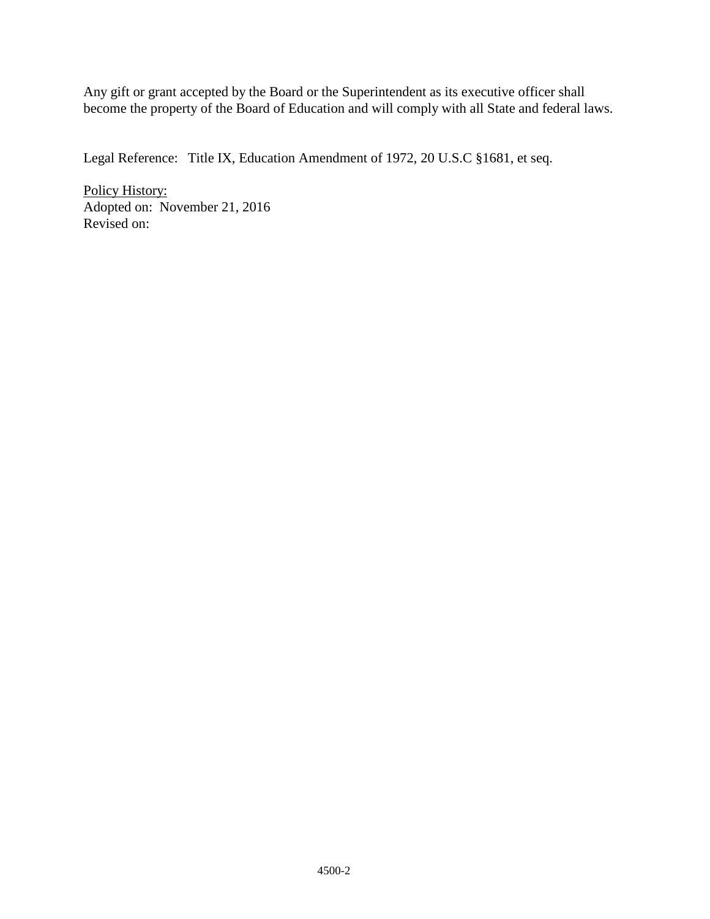Any gift or grant accepted by the Board or the Superintendent as its executive officer shall become the property of the Board of Education and will comply with all State and federal laws.

Legal Reference: Title IX, Education Amendment of 1972, 20 U.S.C §1681, et seq.

Policy History:
Adopted on: November 21, 2016
Revised on: